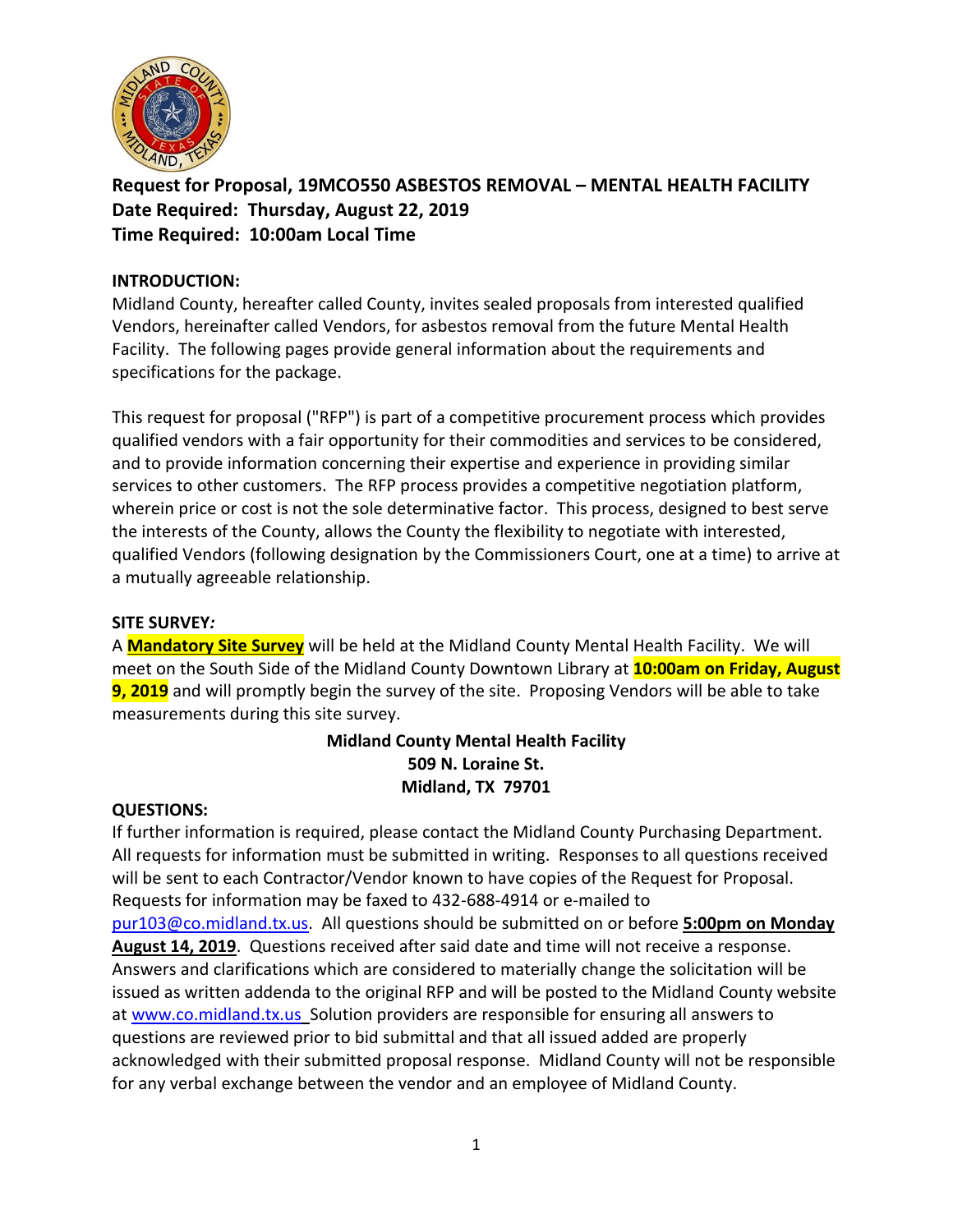# Request for Proposal, 19MCO550 ASBESTOS REMOVAL – MENTAL HEALTH FACILITY
**Date Required: Thursday, August 22, 2019**
**Time Required: 10:00am Local Time**

## INTRODUCTION:

Midland County, hereafter called County, invites sealed proposals from interested qualified Vendors, hereinafter called Vendors, for asbestos removal from the future Mental Health Facility. The following pages provide general information about the requirements and specifications for the package.

This request for proposal ("RFP") is part of a competitive procurement process which provides qualified vendors with a fair opportunity for their commodities and services to be considered, and to provide information concerning their expertise and experience in providing similar services to other customers. The RFP process provides a competitive negotiation platform, wherein price or cost is not the sole determinative factor. This process, designed to best serve the interests of the County, allows the County the flexibility to negotiate with interested, qualified Vendors (following designation by the Commissioners Court, one at a time) to arrive at a mutually agreeable relationship.

## SITE SURVEY*:*

A **Mandatory Site Survey** will be held at the Midland County Mental Health Facility. We will meet on the South Side of the Midland County Downtown Library at **10:00am on Friday, August 9, 2019** and will promptly begin the survey of the site. Proposing Vendors will be able to take measurements during this site survey.

**Midland County Mental Health Facility**
**509 N. Loraine St.**
**Midland, TX 79701**

## QUESTIONS:

If further information is required, please contact the Midland County Purchasing Department. All requests for information must be submitted in writing. Responses to all questions received will be sent to each Contractor/Vendor known to have copies of the Request for Proposal. Requests for information may be faxed to 432-688-4914 or e-mailed to pur103@co.midland.tx.us. All questions should be submitted on or before **5:00pm on Monday August 14, 2019**. Questions received after said date and time will not receive a response. Answers and clarifications which are considered to materially change the solicitation will be issued as written addenda to the original RFP and will be posted to the Midland County website at www.co.midland.tx.us Solution providers are responsible for ensuring all answers to questions are reviewed prior to bid submittal and that all issued added are properly acknowledged with their submitted proposal response. Midland County will not be responsible for any verbal exchange between the vendor and an employee of Midland County.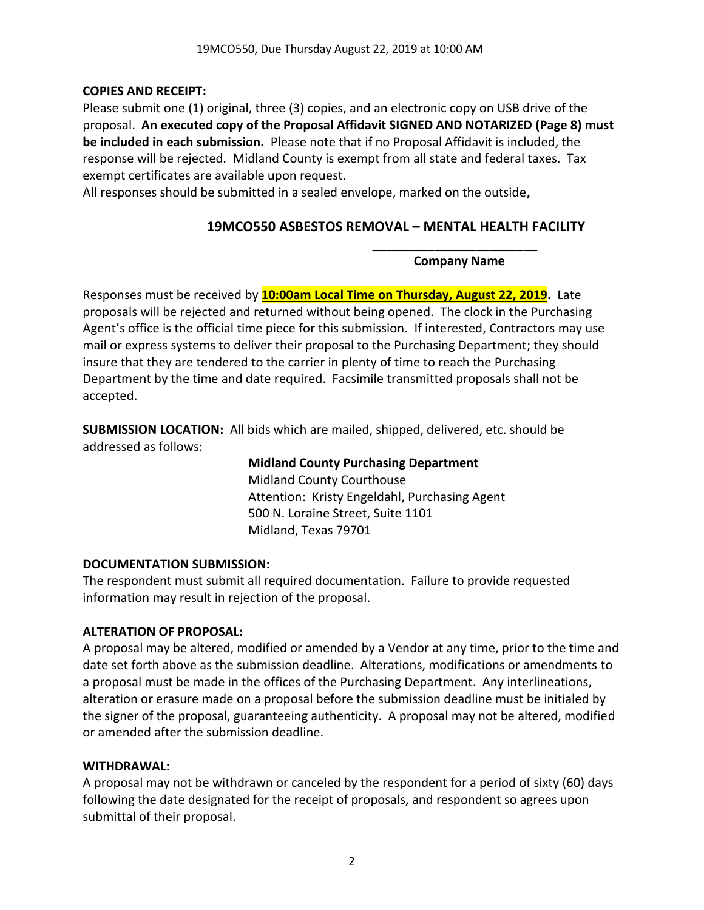**COPIES AND RECEIPT:**

Please submit one (1) original, three (3) copies, and an electronic copy on USB drive of the proposal. **An executed copy of the Proposal Affidavit SIGNED AND NOTARIZED (Page 8) must be included in each submission.** Please note that if no Proposal Affidavit is included, the response will be rejected. Midland County is exempt from all state and federal taxes. Tax exempt certificates are available upon request.

All responses should be submitted in a sealed envelope, marked on the outside**,**

**19MCO550 ASBESTOS REMOVAL – MENTAL HEALTH FACILITY**

**________________________**

**Company Name**

Responses must be received by **10:00am Local Time on Thursday, August 22, 2019.** Late proposals will be rejected and returned without being opened. The clock in the Purchasing Agent's office is the official time piece for this submission. If interested, Contractors may use mail or express systems to deliver their proposal to the Purchasing Department; they should insure that they are tendered to the carrier in plenty of time to reach the Purchasing Department by the time and date required. Facsimile transmitted proposals shall not be accepted.

**SUBMISSION LOCATION:** All bids which are mailed, shipped, delivered, etc. should be addressed as follows:

**Midland County Purchasing Department**
Midland County Courthouse
Attention: Kristy Engeldahl, Purchasing Agent
500 N. Loraine Street, Suite 1101
Midland, Texas 79701

**DOCUMENTATION SUBMISSION:**

The respondent must submit all required documentation. Failure to provide requested information may result in rejection of the proposal.

**ALTERATION OF PROPOSAL:**

A proposal may be altered, modified or amended by a Vendor at any time, prior to the time and date set forth above as the submission deadline. Alterations, modifications or amendments to a proposal must be made in the offices of the Purchasing Department. Any interlineations, alteration or erasure made on a proposal before the submission deadline must be initialed by the signer of the proposal, guaranteeing authenticity. A proposal may not be altered, modified or amended after the submission deadline.

**WITHDRAWAL:**

A proposal may not be withdrawn or canceled by the respondent for a period of sixty (60) days following the date designated for the receipt of proposals, and respondent so agrees upon submittal of their proposal.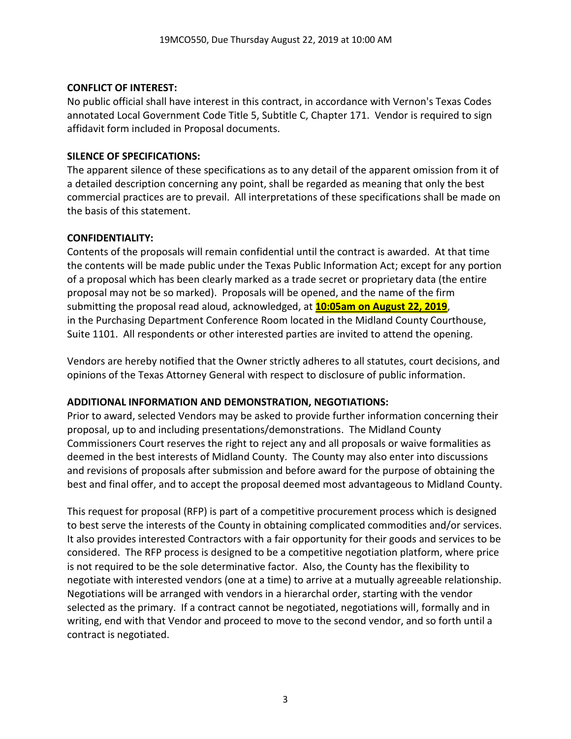**CONFLICT OF INTEREST:**

No public official shall have interest in this contract, in accordance with Vernon's Texas Codes annotated Local Government Code Title 5, Subtitle C, Chapter 171. Vendor is required to sign affidavit form included in Proposal documents.

**SILENCE OF SPECIFICATIONS:**

The apparent silence of these specifications as to any detail of the apparent omission from it of a detailed description concerning any point, shall be regarded as meaning that only the best commercial practices are to prevail. All interpretations of these specifications shall be made on the basis of this statement.

**CONFIDENTIALITY:**

Contents of the proposals will remain confidential until the contract is awarded. At that time the contents will be made public under the Texas Public Information Act; except for any portion of a proposal which has been clearly marked as a trade secret or proprietary data (the entire proposal may not be so marked). Proposals will be opened, and the name of the firm submitting the proposal read aloud, acknowledged, at **10:05am on August 22, 2019**, in the Purchasing Department Conference Room located in the Midland County Courthouse, Suite 1101. All respondents or other interested parties are invited to attend the opening.

Vendors are hereby notified that the Owner strictly adheres to all statutes, court decisions, and opinions of the Texas Attorney General with respect to disclosure of public information.

**ADDITIONAL INFORMATION AND DEMONSTRATION, NEGOTIATIONS:**

Prior to award, selected Vendors may be asked to provide further information concerning their proposal, up to and including presentations/demonstrations. The Midland County Commissioners Court reserves the right to reject any and all proposals or waive formalities as deemed in the best interests of Midland County. The County may also enter into discussions and revisions of proposals after submission and before award for the purpose of obtaining the best and final offer, and to accept the proposal deemed most advantageous to Midland County.

This request for proposal (RFP) is part of a competitive procurement process which is designed to best serve the interests of the County in obtaining complicated commodities and/or services. It also provides interested Contractors with a fair opportunity for their goods and services to be considered. The RFP process is designed to be a competitive negotiation platform, where price is not required to be the sole determinative factor. Also, the County has the flexibility to negotiate with interested vendors (one at a time) to arrive at a mutually agreeable relationship. Negotiations will be arranged with vendors in a hierarchal order, starting with the vendor selected as the primary. If a contract cannot be negotiated, negotiations will, formally and in writing, end with that Vendor and proceed to move to the second vendor, and so forth until a contract is negotiated.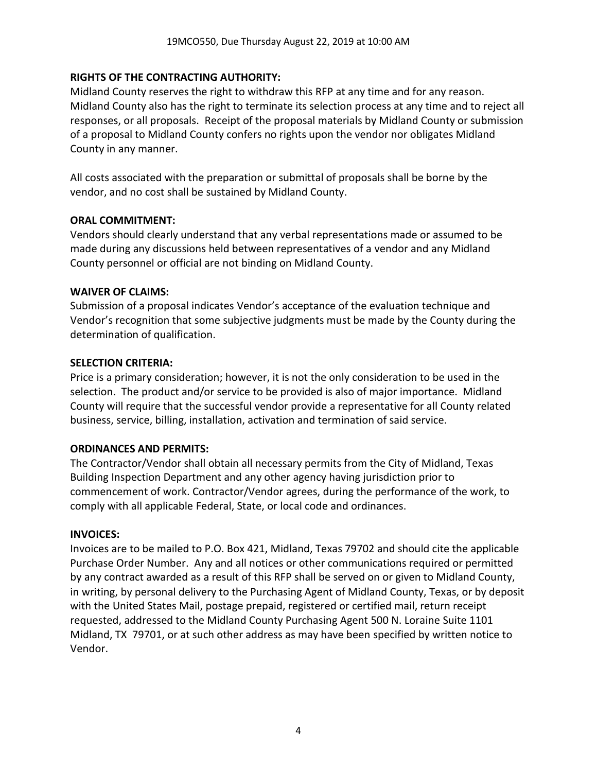**RIGHTS OF THE CONTRACTING AUTHORITY:**
Midland County reserves the right to withdraw this RFP at any time and for any reason. Midland County also has the right to terminate its selection process at any time and to reject all responses, or all proposals. Receipt of the proposal materials by Midland County or submission of a proposal to Midland County confers no rights upon the vendor nor obligates Midland County in any manner.

All costs associated with the preparation or submittal of proposals shall be borne by the vendor, and no cost shall be sustained by Midland County.

**ORAL COMMITMENT:**
Vendors should clearly understand that any verbal representations made or assumed to be made during any discussions held between representatives of a vendor and any Midland County personnel or official are not binding on Midland County.

**WAIVER OF CLAIMS:**
Submission of a proposal indicates Vendor's acceptance of the evaluation technique and Vendor's recognition that some subjective judgments must be made by the County during the determination of qualification.

**SELECTION CRITERIA:**
Price is a primary consideration; however, it is not the only consideration to be used in the selection. The product and/or service to be provided is also of major importance. Midland County will require that the successful vendor provide a representative for all County related business, service, billing, installation, activation and termination of said service.

**ORDINANCES AND PERMITS:**
The Contractor/Vendor shall obtain all necessary permits from the City of Midland, Texas Building Inspection Department and any other agency having jurisdiction prior to commencement of work. Contractor/Vendor agrees, during the performance of the work, to comply with all applicable Federal, State, or local code and ordinances.

**INVOICES:**
Invoices are to be mailed to P.O. Box 421, Midland, Texas 79702 and should cite the applicable Purchase Order Number. Any and all notices or other communications required or permitted by any contract awarded as a result of this RFP shall be served on or given to Midland County, in writing, by personal delivery to the Purchasing Agent of Midland County, Texas, or by deposit with the United States Mail, postage prepaid, registered or certified mail, return receipt requested, addressed to the Midland County Purchasing Agent 500 N. Loraine Suite 1101 Midland, TX 79701, or at such other address as may have been specified by written notice to Vendor.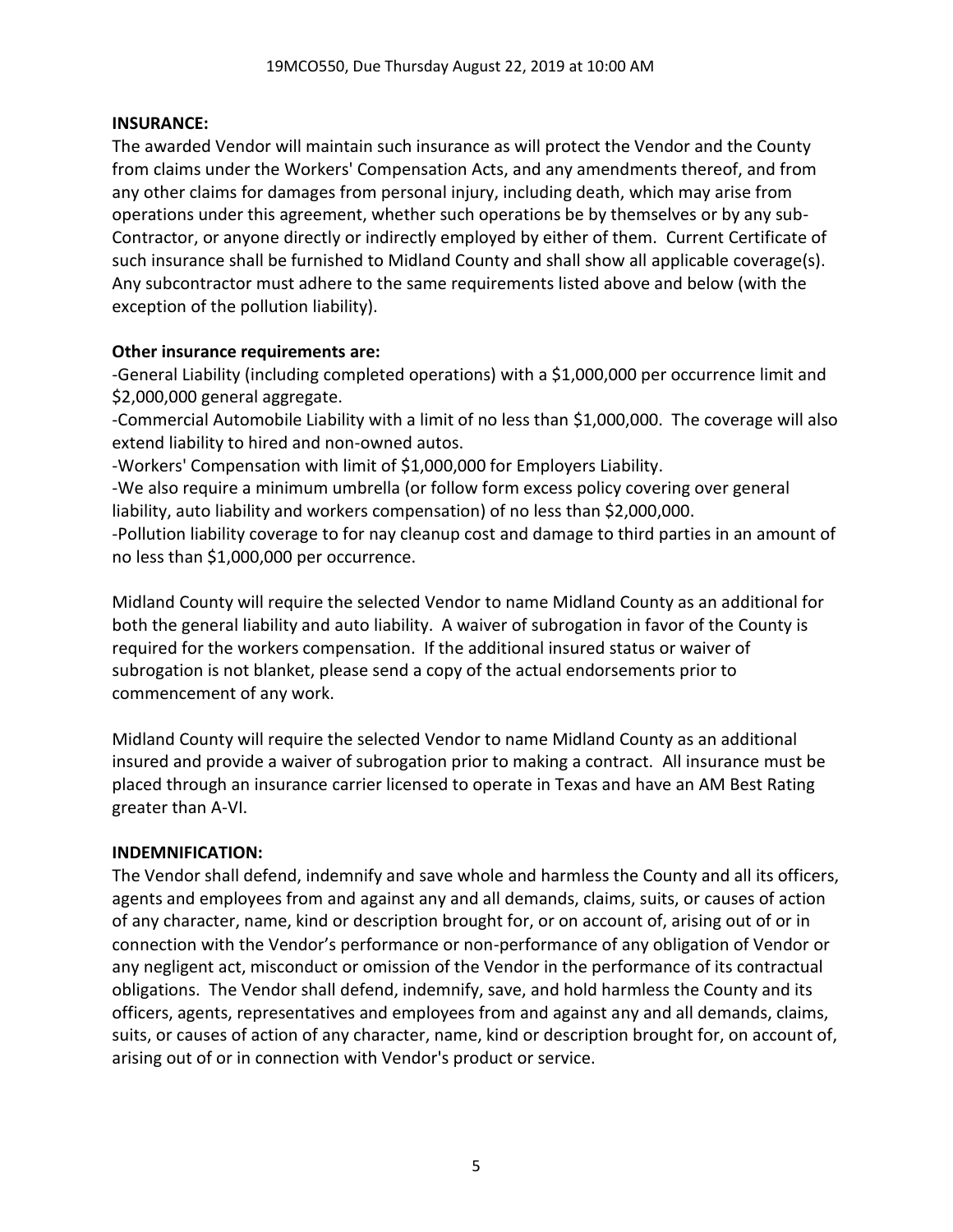**INSURANCE:**

The awarded Vendor will maintain such insurance as will protect the Vendor and the County from claims under the Workers' Compensation Acts, and any amendments thereof, and from any other claims for damages from personal injury, including death, which may arise from operations under this agreement, whether such operations be by themselves or by any sub-Contractor, or anyone directly or indirectly employed by either of them. Current Certificate of such insurance shall be furnished to Midland County and shall show all applicable coverage(s). Any subcontractor must adhere to the same requirements listed above and below (with the exception of the pollution liability).

**Other insurance requirements are:**

-General Liability (including completed operations) with a $1,000,000 per occurrence limit and $2,000,000 general aggregate.
-Commercial Automobile Liability with a limit of no less than $1,000,000. The coverage will also extend liability to hired and non-owned autos.
-Workers' Compensation with limit of $1,000,000 for Employers Liability.
-We also require a minimum umbrella (or follow form excess policy covering over general liability, auto liability and workers compensation) of no less than $2,000,000.
-Pollution liability coverage to for nay cleanup cost and damage to third parties in an amount of no less than $1,000,000 per occurrence.

Midland County will require the selected Vendor to name Midland County as an additional for both the general liability and auto liability. A waiver of subrogation in favor of the County is required for the workers compensation. If the additional insured status or waiver of subrogation is not blanket, please send a copy of the actual endorsements prior to commencement of any work.

Midland County will require the selected Vendor to name Midland County as an additional insured and provide a waiver of subrogation prior to making a contract. All insurance must be placed through an insurance carrier licensed to operate in Texas and have an AM Best Rating greater than A-VI.

**INDEMNIFICATION:**

The Vendor shall defend, indemnify and save whole and harmless the County and all its officers, agents and employees from and against any and all demands, claims, suits, or causes of action of any character, name, kind or description brought for, or on account of, arising out of or in connection with the Vendor's performance or non-performance of any obligation of Vendor or any negligent act, misconduct or omission of the Vendor in the performance of its contractual obligations. The Vendor shall defend, indemnify, save, and hold harmless the County and its officers, agents, representatives and employees from and against any and all demands, claims, suits, or causes of action of any character, name, kind or description brought for, on account of, arising out of or in connection with Vendor's product or service.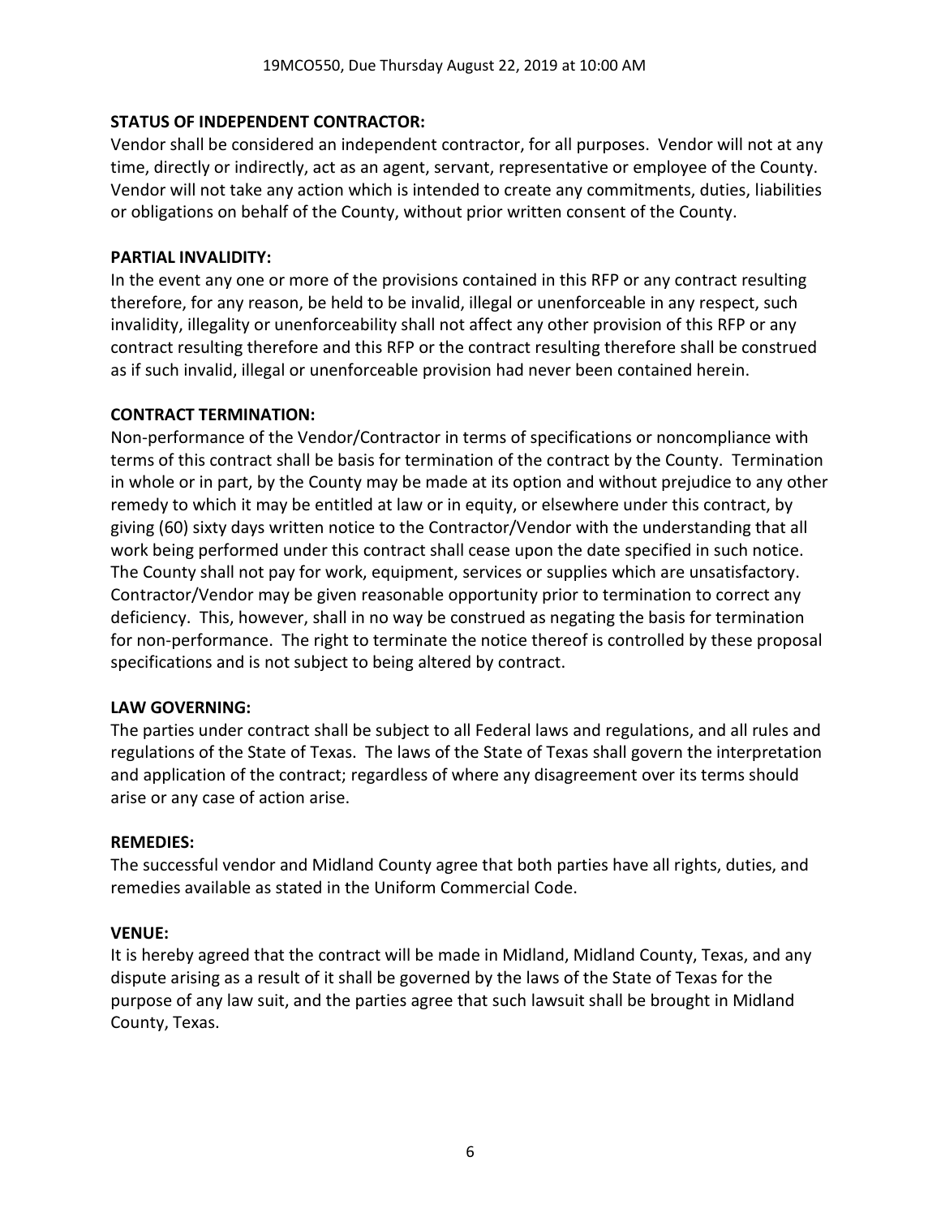**STATUS OF INDEPENDENT CONTRACTOR:**
Vendor shall be considered an independent contractor, for all purposes. Vendor will not at any time, directly or indirectly, act as an agent, servant, representative or employee of the County. Vendor will not take any action which is intended to create any commitments, duties, liabilities or obligations on behalf of the County, without prior written consent of the County.

**PARTIAL INVALIDITY:**
In the event any one or more of the provisions contained in this RFP or any contract resulting therefore, for any reason, be held to be invalid, illegal or unenforceable in any respect, such invalidity, illegality or unenforceability shall not affect any other provision of this RFP or any contract resulting therefore and this RFP or the contract resulting therefore shall be construed as if such invalid, illegal or unenforceable provision had never been contained herein.

**CONTRACT TERMINATION:**
Non-performance of the Vendor/Contractor in terms of specifications or noncompliance with terms of this contract shall be basis for termination of the contract by the County. Termination in whole or in part, by the County may be made at its option and without prejudice to any other remedy to which it may be entitled at law or in equity, or elsewhere under this contract, by giving (60) sixty days written notice to the Contractor/Vendor with the understanding that all work being performed under this contract shall cease upon the date specified in such notice. The County shall not pay for work, equipment, services or supplies which are unsatisfactory. Contractor/Vendor may be given reasonable opportunity prior to termination to correct any deficiency. This, however, shall in no way be construed as negating the basis for termination for non-performance. The right to terminate the notice thereof is controlled by these proposal specifications and is not subject to being altered by contract.

**LAW GOVERNING:**
The parties under contract shall be subject to all Federal laws and regulations, and all rules and regulations of the State of Texas. The laws of the State of Texas shall govern the interpretation and application of the contract; regardless of where any disagreement over its terms should arise or any case of action arise.

**REMEDIES:**
The successful vendor and Midland County agree that both parties have all rights, duties, and remedies available as stated in the Uniform Commercial Code.

**VENUE:**
It is hereby agreed that the contract will be made in Midland, Midland County, Texas, and any dispute arising as a result of it shall be governed by the laws of the State of Texas for the purpose of any law suit, and the parties agree that such lawsuit shall be brought in Midland County, Texas.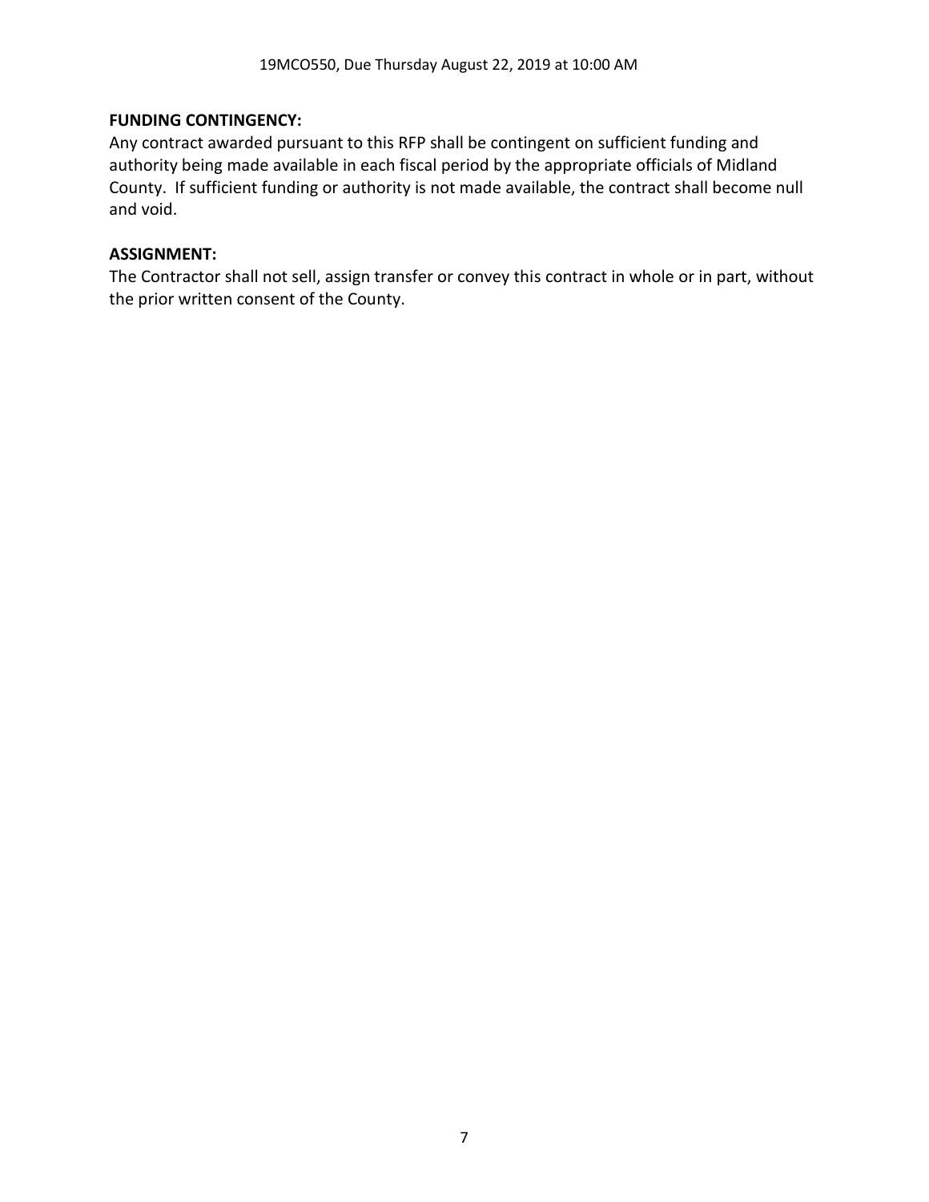**FUNDING CONTINGENCY:**
Any contract awarded pursuant to this RFP shall be contingent on sufficient funding and authority being made available in each fiscal period by the appropriate officials of Midland County. If sufficient funding or authority is not made available, the contract shall become null and void.

**ASSIGNMENT:**
The Contractor shall not sell, assign transfer or convey this contract in whole or in part, without the prior written consent of the County.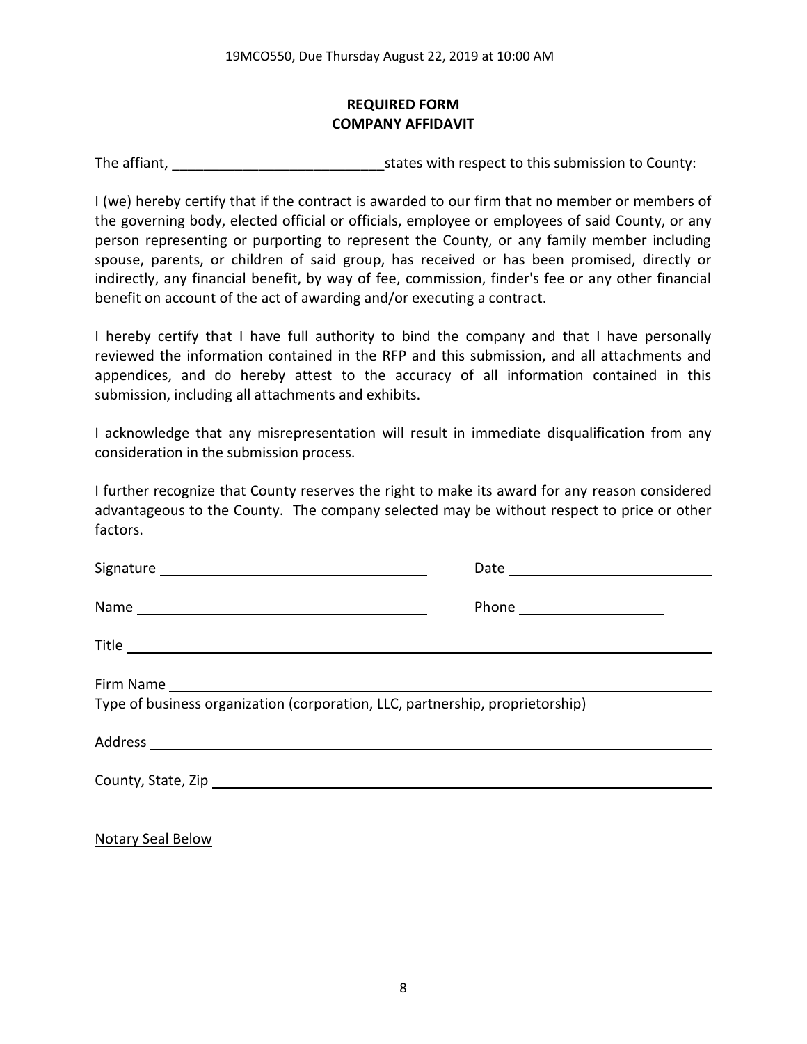## REQUIRED FORM
## COMPANY AFFIDAVIT

The affiant, ___________________________states with respect to this submission to County:

I (we) hereby certify that if the contract is awarded to our firm that no member or members of the governing body, elected official or officials, employee or employees of said County, or any person representing or purporting to represent the County, or any family member including spouse, parents, or children of said group, has received or has been promised, directly or indirectly, any financial benefit, by way of fee, commission, finder's fee or any other financial benefit on account of the act of awarding and/or executing a contract.

I hereby certify that I have full authority to bind the company and that I have personally reviewed the information contained in the RFP and this submission, and all attachments and appendices, and do hereby attest to the accuracy of all information contained in this submission, including all attachments and exhibits.

I acknowledge that any misrepresentation will result in immediate disqualification from any consideration in the submission process.

I further recognize that County reserves the right to make its award for any reason considered advantageous to the County. The company selected may be without respect to price or other factors.

Signature ______________________________ Date ______________________

Name ______________________________ Phone ________________

Title ______________________________________________________________

Firm Name __________________________________________________________

Type of business organization (corporation, LLC, partnership, proprietorship)

Address ____________________________________________________________

County, State, Zip ____________________________________________________

Notary Seal Below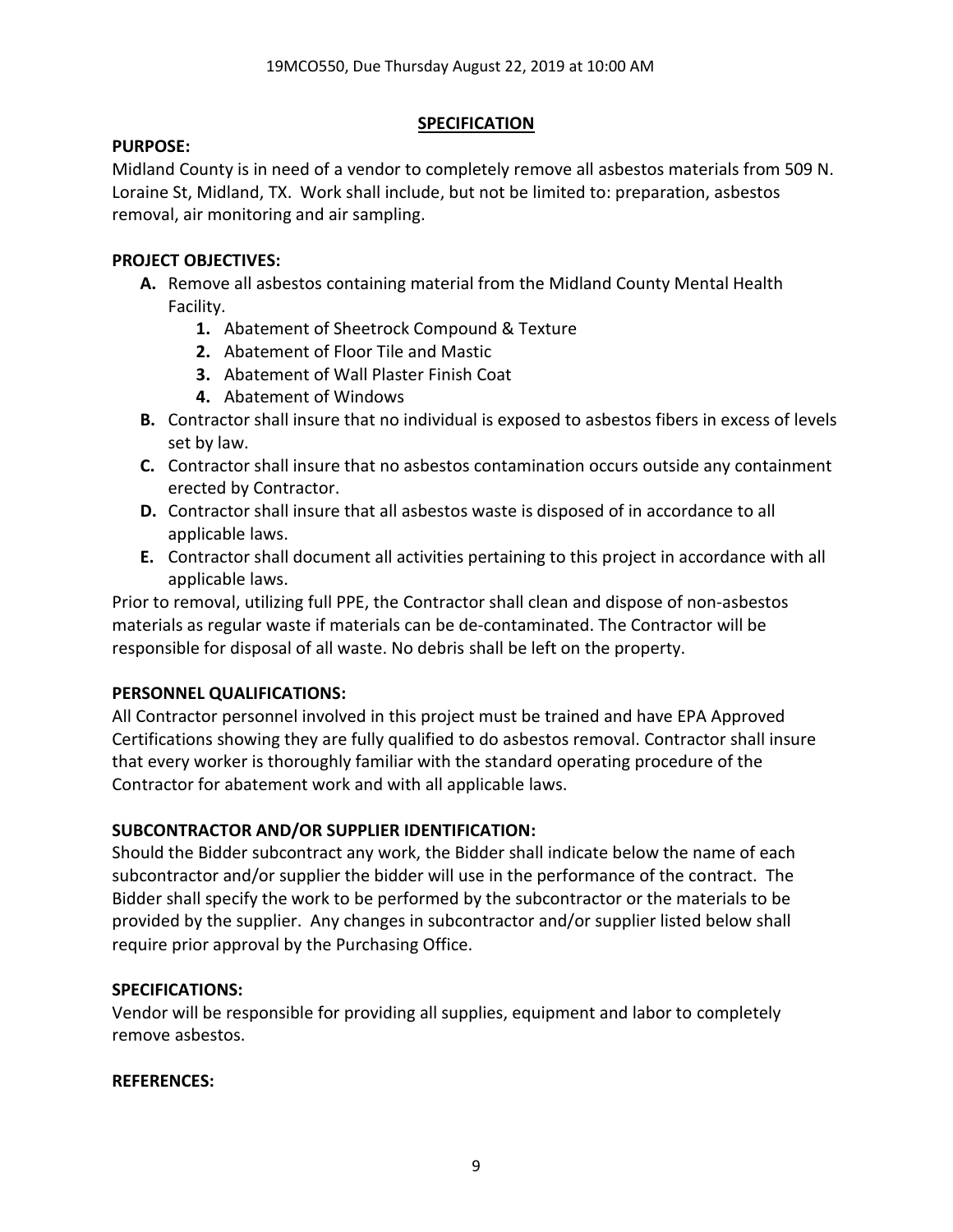## SPECIFICATION

**PURPOSE:**

Midland County is in need of a vendor to completely remove all asbestos materials from 509 N. Loraine St, Midland, TX. Work shall include, but not be limited to: preparation, asbestos removal, air monitoring and air sampling.

**PROJECT OBJECTIVES:**

- **A.** Remove all asbestos containing material from the Midland County Mental Health Facility.
  1. Abatement of Sheetrock Compound & Texture
  2. Abatement of Floor Tile and Mastic
  3. Abatement of Wall Plaster Finish Coat
  4. Abatement of Windows
- **B.** Contractor shall insure that no individual is exposed to asbestos fibers in excess of levels set by law.
- **C.** Contractor shall insure that no asbestos contamination occurs outside any containment erected by Contractor.
- **D.** Contractor shall insure that all asbestos waste is disposed of in accordance to all applicable laws.
- **E.** Contractor shall document all activities pertaining to this project in accordance with all applicable laws.

Prior to removal, utilizing full PPE, the Contractor shall clean and dispose of non-asbestos materials as regular waste if materials can be de-contaminated. The Contractor will be responsible for disposal of all waste. No debris shall be left on the property.

**PERSONNEL QUALIFICATIONS:**

All Contractor personnel involved in this project must be trained and have EPA Approved Certifications showing they are fully qualified to do asbestos removal. Contractor shall insure that every worker is thoroughly familiar with the standard operating procedure of the Contractor for abatement work and with all applicable laws.

**SUBCONTRACTOR AND/OR SUPPLIER IDENTIFICATION:**

Should the Bidder subcontract any work, the Bidder shall indicate below the name of each subcontractor and/or supplier the bidder will use in the performance of the contract. The Bidder shall specify the work to be performed by the subcontractor or the materials to be provided by the supplier. Any changes in subcontractor and/or supplier listed below shall require prior approval by the Purchasing Office.

**SPECIFICATIONS:**

Vendor will be responsible for providing all supplies, equipment and labor to completely remove asbestos.

**REFERENCES:**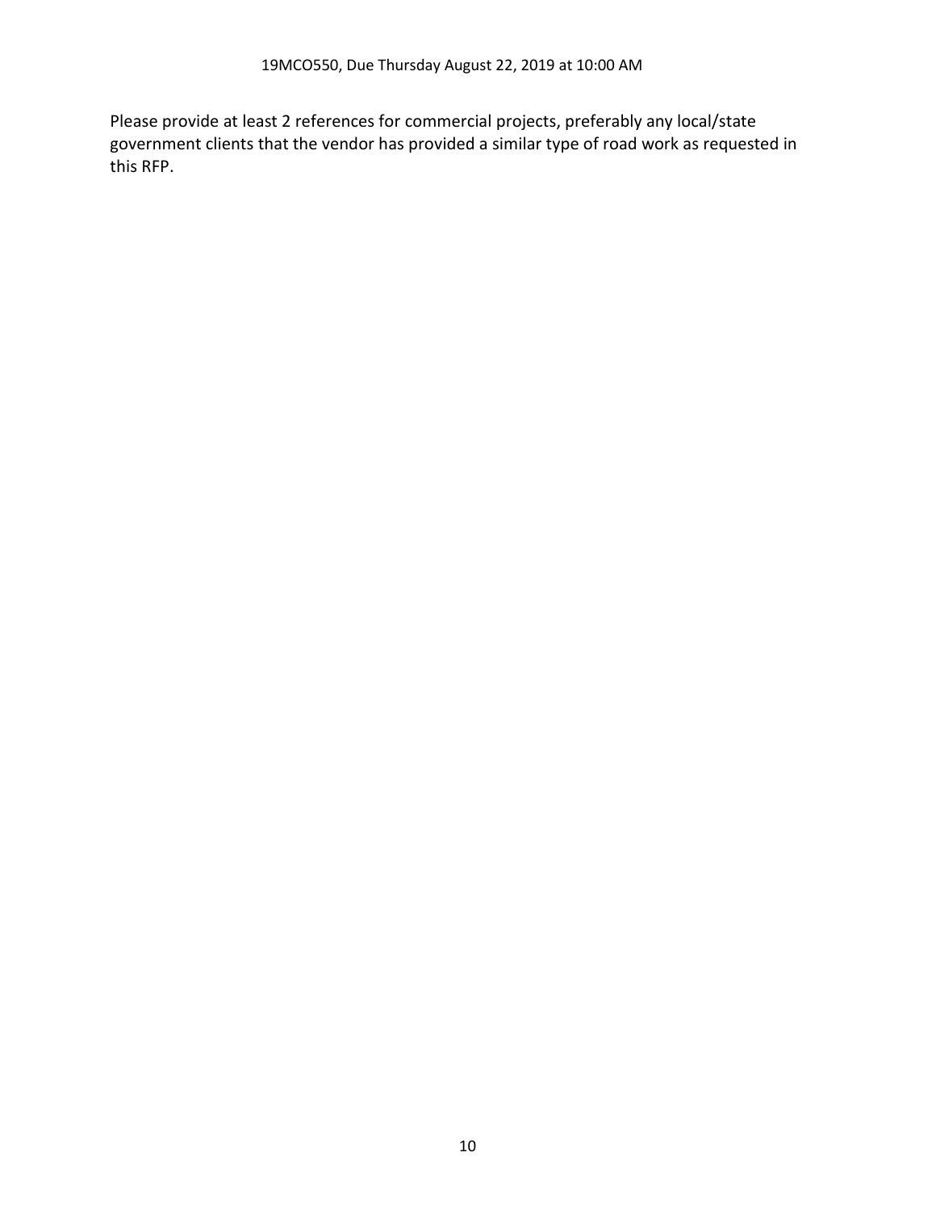Please provide at least 2 references for commercial projects, preferably any local/state government clients that the vendor has provided a similar type of road work as requested in this RFP.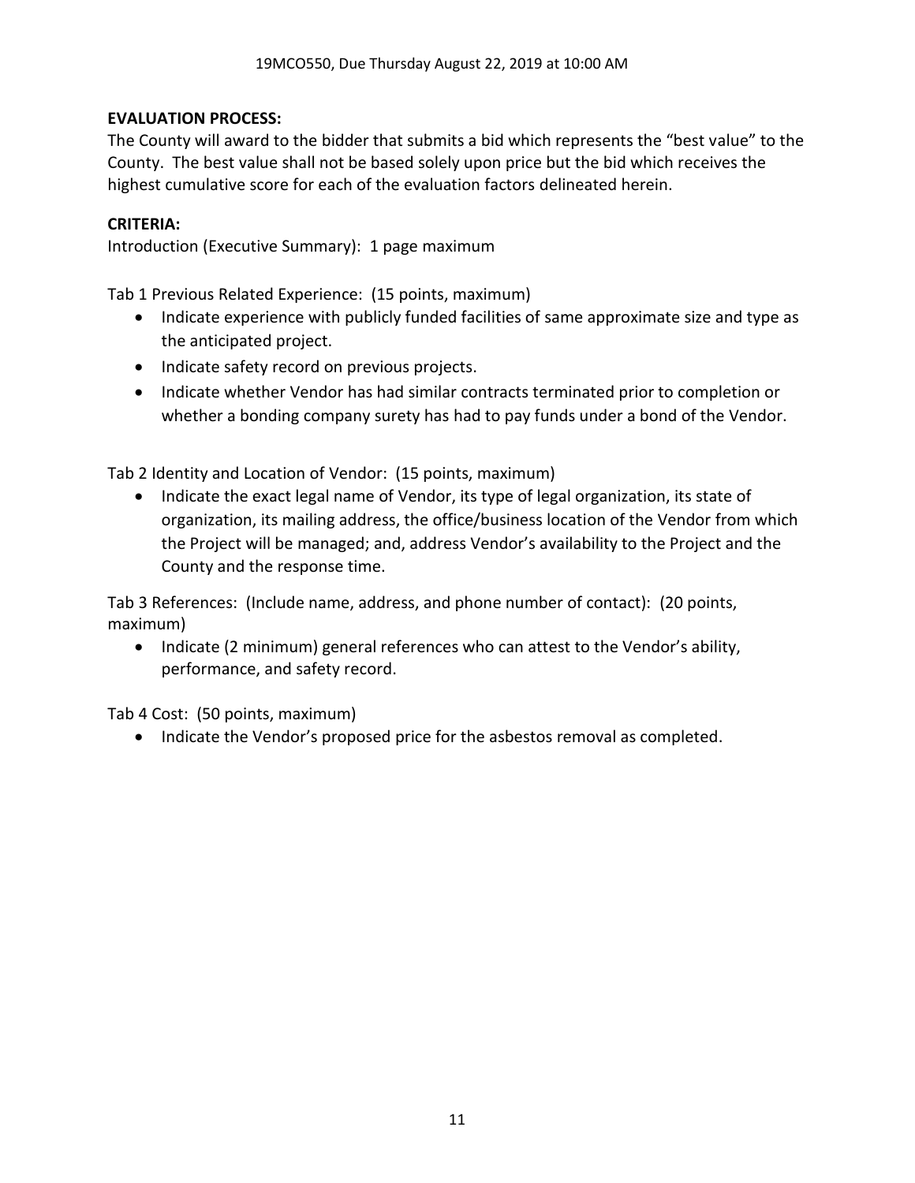**EVALUATION PROCESS:**
The County will award to the bidder that submits a bid which represents the "best value" to the County. The best value shall not be based solely upon price but the bid which receives the highest cumulative score for each of the evaluation factors delineated herein.

**CRITERIA:**
Introduction (Executive Summary): 1 page maximum

Tab 1 Previous Related Experience: (15 points, maximum)

- Indicate experience with publicly funded facilities of same approximate size and type as the anticipated project.
- Indicate safety record on previous projects.
- Indicate whether Vendor has had similar contracts terminated prior to completion or whether a bonding company surety has had to pay funds under a bond of the Vendor.

Tab 2 Identity and Location of Vendor: (15 points, maximum)

- Indicate the exact legal name of Vendor, its type of legal organization, its state of organization, its mailing address, the office/business location of the Vendor from which the Project will be managed; and, address Vendor's availability to the Project and the County and the response time.

Tab 3 References: (Include name, address, and phone number of contact): (20 points, maximum)

- Indicate (2 minimum) general references who can attest to the Vendor's ability, performance, and safety record.

Tab 4 Cost: (50 points, maximum)

- Indicate the Vendor's proposed price for the asbestos removal as completed.